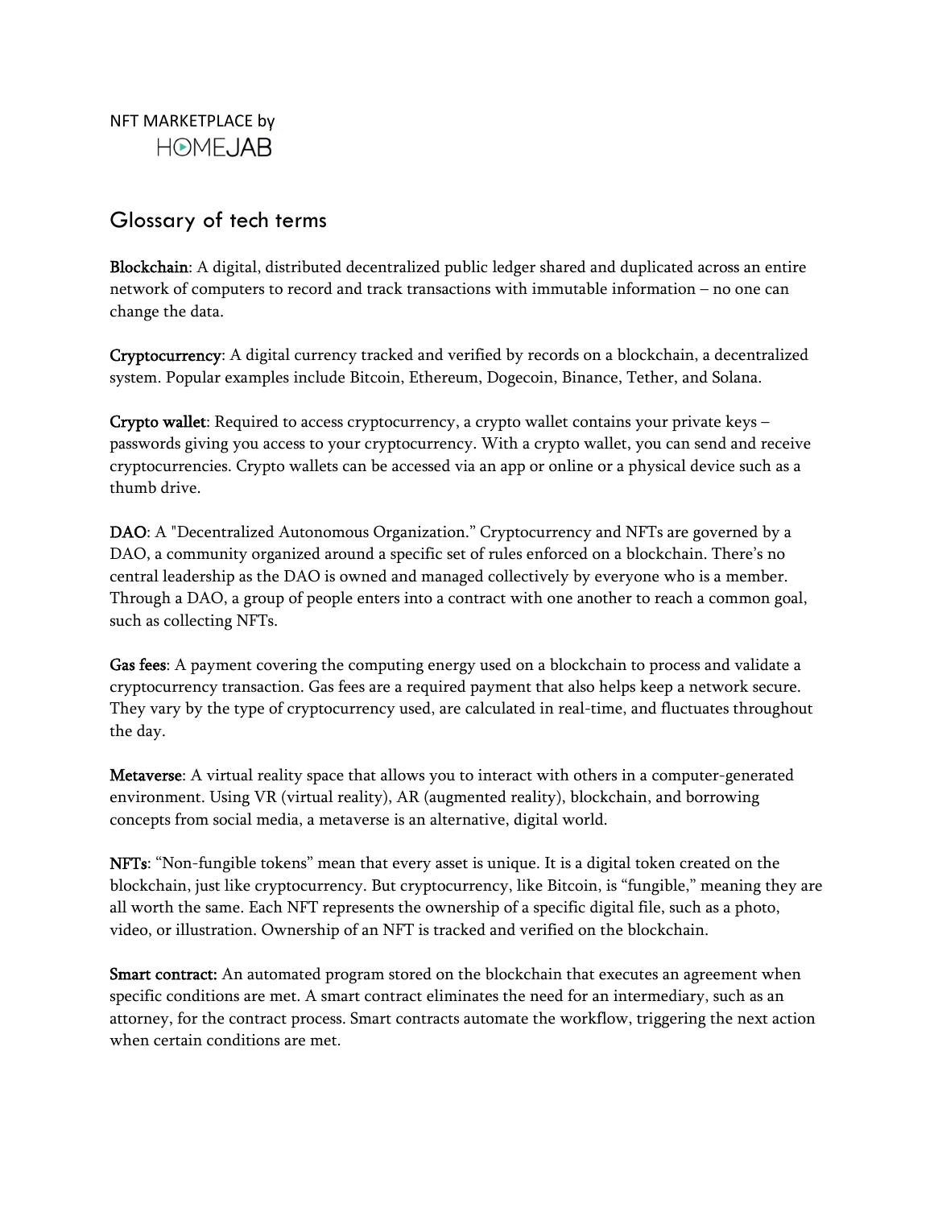NFT MARKETPLACE by
HOMEJAB

## Glossary of tech terms

**Blockchain**: A digital, distributed decentralized public ledger shared and duplicated across an entire network of computers to record and track transactions with immutable information – no one can change the data.

**Cryptocurrency**: A digital currency tracked and verified by records on a blockchain, a decentralized system. Popular examples include Bitcoin, Ethereum, Dogecoin, Binance, Tether, and Solana.

**Crypto wallet**: Required to access cryptocurrency, a crypto wallet contains your private keys – passwords giving you access to your cryptocurrency. With a crypto wallet, you can send and receive cryptocurrencies. Crypto wallets can be accessed via an app or online or a physical device such as a thumb drive.

**DAO**: A "Decentralized Autonomous Organization." Cryptocurrency and NFTs are governed by a DAO, a community organized around a specific set of rules enforced on a blockchain. There's no central leadership as the DAO is owned and managed collectively by everyone who is a member. Through a DAO, a group of people enters into a contract with one another to reach a common goal, such as collecting NFTs.

**Gas fees**: A payment covering the computing energy used on a blockchain to process and validate a cryptocurrency transaction. Gas fees are a required payment that also helps keep a network secure. They vary by the type of cryptocurrency used, are calculated in real-time, and fluctuates throughout the day.

**Metaverse**: A virtual reality space that allows you to interact with others in a computer-generated environment. Using VR (virtual reality), AR (augmented reality), blockchain, and borrowing concepts from social media, a metaverse is an alternative, digital world.

**NFTs**: "Non-fungible tokens" mean that every asset is unique. It is a digital token created on the blockchain, just like cryptocurrency. But cryptocurrency, like Bitcoin, is "fungible," meaning they are all worth the same. Each NFT represents the ownership of a specific digital file, such as a photo, video, or illustration. Ownership of an NFT is tracked and verified on the blockchain.

**Smart contract:** An automated program stored on the blockchain that executes an agreement when specific conditions are met. A smart contract eliminates the need for an intermediary, such as an attorney, for the contract process. Smart contracts automate the workflow, triggering the next action when certain conditions are met.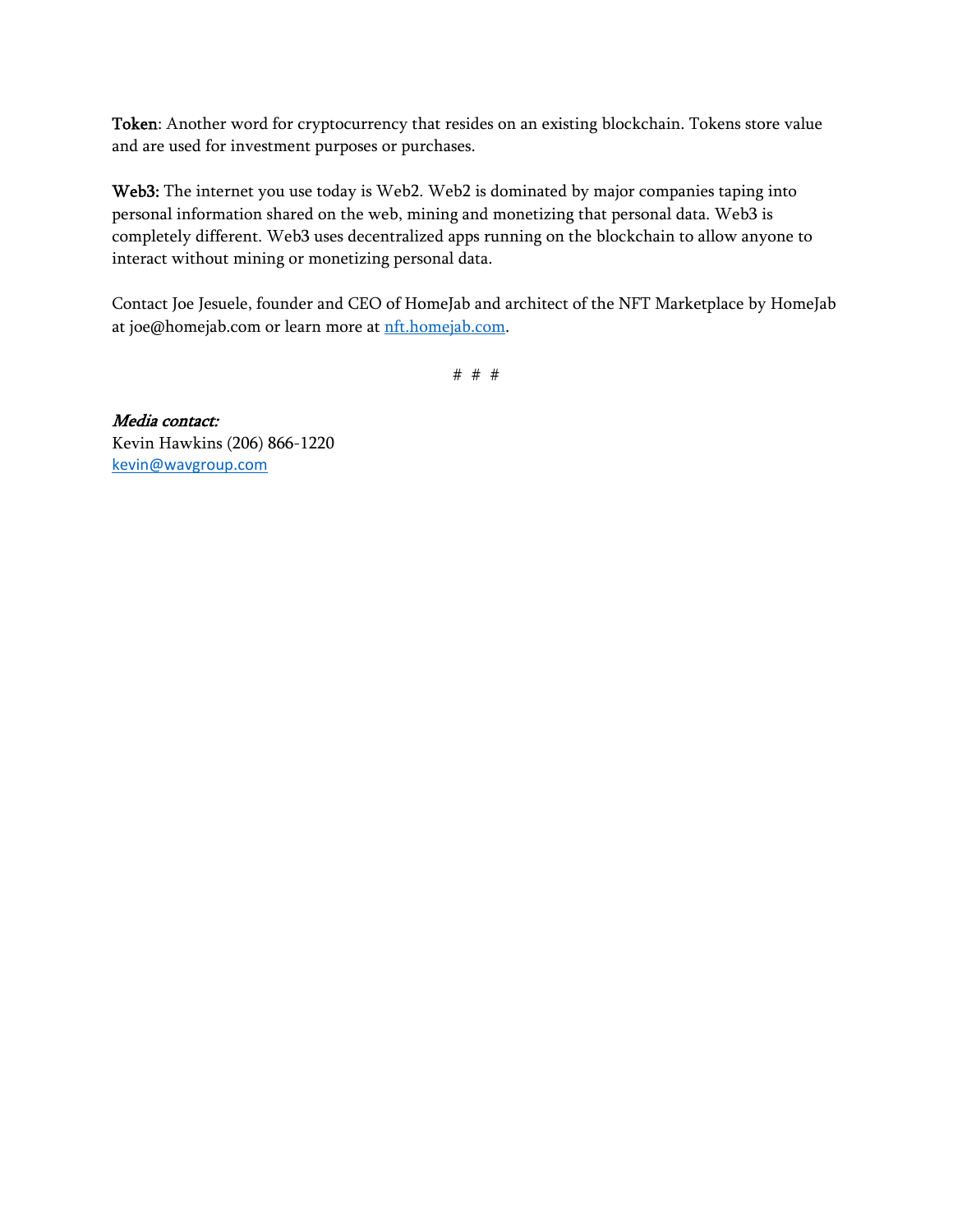**Token**: Another word for cryptocurrency that resides on an existing blockchain. Tokens store value and are used for investment purposes or purchases.

**Web3:** The internet you use today is Web2. Web2 is dominated by major companies taping into personal information shared on the web, mining and monetizing that personal data. Web3 is completely different. Web3 uses decentralized apps running on the blockchain to allow anyone to interact without mining or monetizing personal data.

Contact Joe Jesuele, founder and CEO of HomeJab and architect of the NFT Marketplace by HomeJab at joe@homejab.com or learn more at [nft.homejab.com](nft.homejab.com).

# # #

***Media contact:***
Kevin Hawkins (206) 866-1220
[kevin@wavgroup.com](mailto:kevin@wavgroup.com)